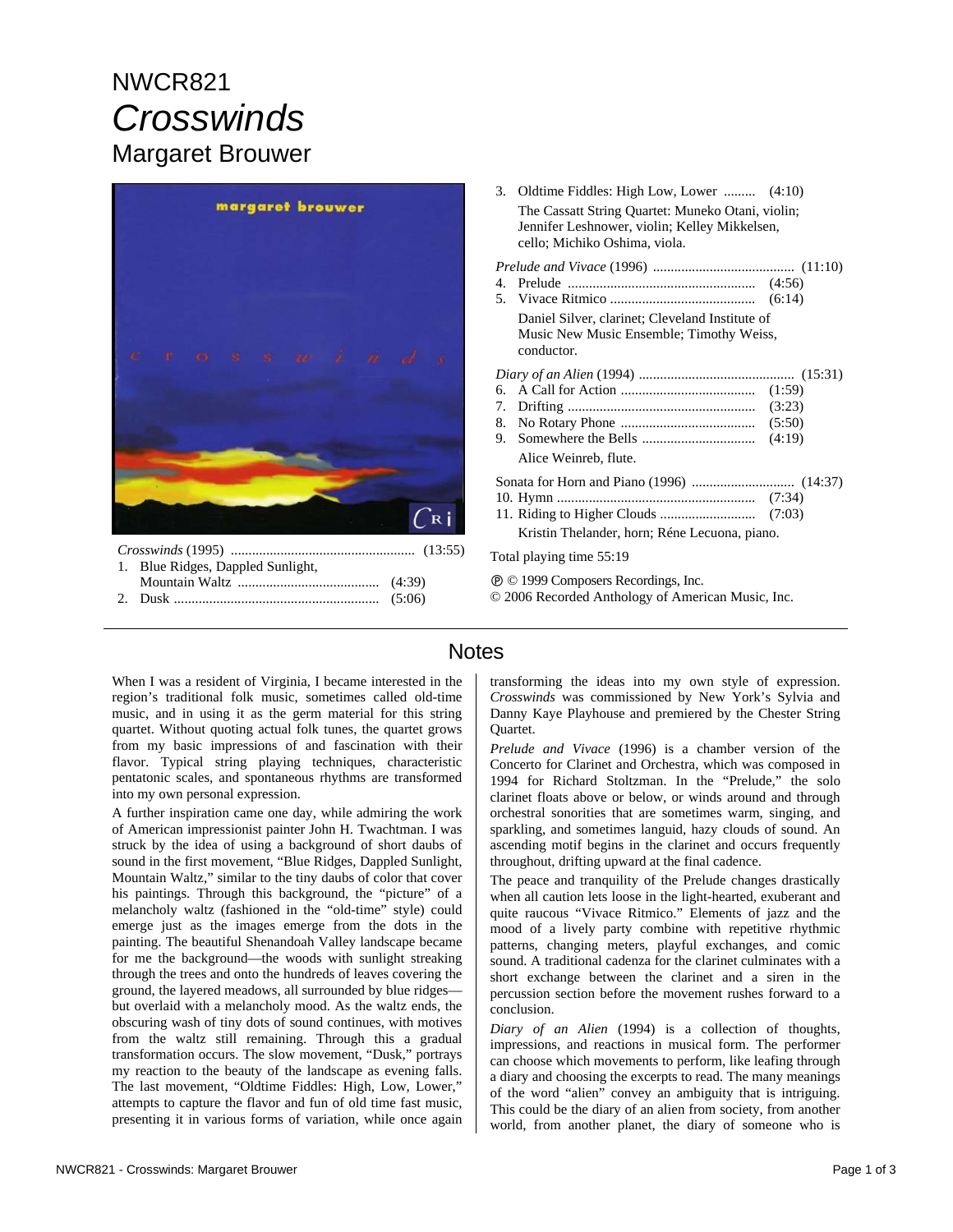# NWCR821

# *Crosswinds*

## Margaret Brouwer

*Crosswinds* (1995) ..................................................... (13:55)

1. Blue Ridges, Dappled Sunlight, Mountain Waltz ........................................ (4:39)
2. Dusk .......................................................... (5:06)
3. Oldtime Fiddles: High Low, Lower ......... (4:10)

   The Cassatt String Quartet: Muneko Otani, violin; Jennifer Leshnower, violin; Kelley Mikkelsen, cello; Michiko Oshima, viola.

*Prelude and Vivace* (1996) ........................................ (11:10)

4. Prelude ..................................................... (4:56)
5. Vivace Ritmico ......................................... (6:14)

   Daniel Silver, clarinet; Cleveland Institute of Music New Music Ensemble; Timothy Weiss, conductor.

*Diary of an Alien* (1994) ............................................ (15:31)

6. A Call for Action ...................................... (1:59)
7. Drifting ..................................................... (3:23)
8. No Rotary Phone ...................................... (5:50)
9. Somewhere the Bells ................................ (4:19)

   Alice Weinreb, flute.

Sonata for Horn and Piano (1996) ............................. (14:37)

10. Hymn ........................................................ (7:34)
11. Riding to Higher Clouds ........................... (7:03)

    Kristin Thelander, horn; Réne Lecuona, piano.

Total playing time 55:19

℗ © 1999 Composers Recordings, Inc.
© 2006 Recorded Anthology of American Music, Inc.

## Notes

When I was a resident of Virginia, I became interested in the region's traditional folk music, sometimes called old-time music, and in using it as the germ material for this string quartet. Without quoting actual folk tunes, the quartet grows from my basic impressions of and fascination with their flavor. Typical string playing techniques, characteristic pentatonic scales, and spontaneous rhythms are transformed into my own personal expression.

A further inspiration came one day, while admiring the work of American impressionist painter John H. Twachtman. I was struck by the idea of using a background of short daubs of sound in the first movement, "Blue Ridges, Dappled Sunlight, Mountain Waltz," similar to the tiny daubs of color that cover his paintings. Through this background, the "picture" of a melancholy waltz (fashioned in the "old-time" style) could emerge just as the images emerge from the dots in the painting. The beautiful Shenandoah Valley landscape became for me the background—the woods with sunlight streaking through the trees and onto the hundreds of leaves covering the ground, the layered meadows, all surrounded by blue ridges—but overlaid with a melancholy mood. As the waltz ends, the obscuring wash of tiny dots of sound continues, with motives from the waltz still remaining. Through this a gradual transformation occurs. The slow movement, "Dusk," portrays my reaction to the beauty of the landscape as evening falls. The last movement, "Oldtime Fiddles: High, Low, Lower," attempts to capture the flavor and fun of old time fast music, presenting it in various forms of variation, while once again transforming the ideas into my own style of expression. *Crosswinds* was commissioned by New York's Sylvia and Danny Kaye Playhouse and premiered by the Chester String Quartet.

*Prelude and Vivace* (1996) is a chamber version of the Concerto for Clarinet and Orchestra, which was composed in 1994 for Richard Stoltzman. In the "Prelude," the solo clarinet floats above or below, or winds around and through orchestral sonorities that are sometimes warm, singing, and sparkling, and sometimes languid, hazy clouds of sound. An ascending motif begins in the clarinet and occurs frequently throughout, drifting upward at the final cadence.

The peace and tranquility of the Prelude changes drastically when all caution lets loose in the light-hearted, exuberant and quite raucous "Vivace Ritmico." Elements of jazz and the mood of a lively party combine with repetitive rhythmic patterns, changing meters, playful exchanges, and comic sound. A traditional cadenza for the clarinet culminates with a short exchange between the clarinet and a siren in the percussion section before the movement rushes forward to a conclusion.

*Diary of an Alien* (1994) is a collection of thoughts, impressions, and reactions in musical form. The performer can choose which movements to perform, like leafing through a diary and choosing the excerpts to read. The many meanings of the word "alien" convey an ambiguity that is intriguing. This could be the diary of an alien from society, from another world, from another planet, the diary of someone who is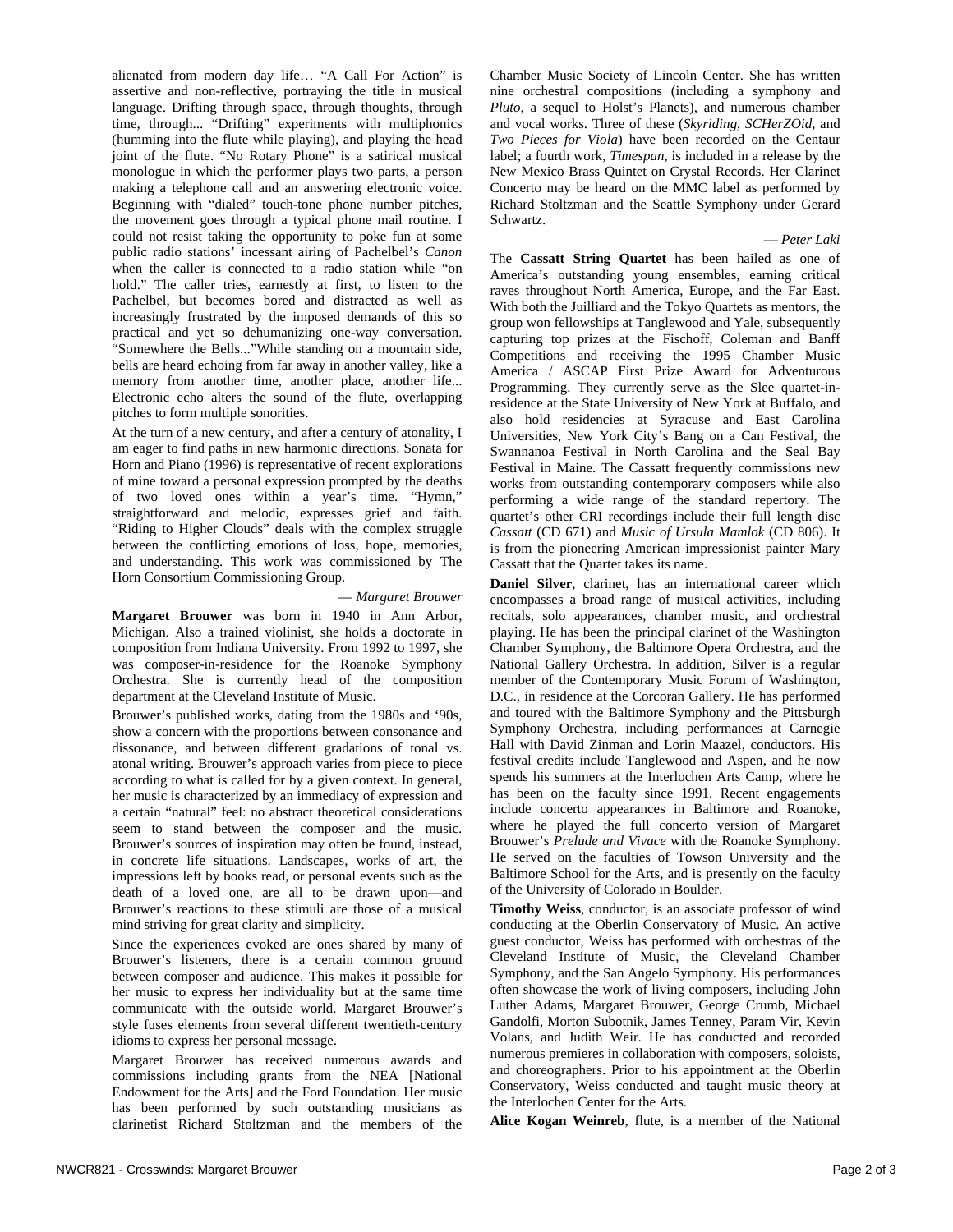alienated from modern day life… "A Call For Action" is assertive and non-reflective, portraying the title in musical language. Drifting through space, through thoughts, through time, through... "Drifting" experiments with multiphonics (humming into the flute while playing), and playing the head joint of the flute. "No Rotary Phone" is a satirical musical monologue in which the performer plays two parts, a person making a telephone call and an answering electronic voice. Beginning with "dialed" touch-tone phone number pitches, the movement goes through a typical phone mail routine. I could not resist taking the opportunity to poke fun at some public radio stations' incessant airing of Pachelbel's *Canon* when the caller is connected to a radio station while "on hold." The caller tries, earnestly at first, to listen to the Pachelbel, but becomes bored and distracted as well as increasingly frustrated by the imposed demands of this so practical and yet so dehumanizing one-way conversation. "Somewhere the Bells..."While standing on a mountain side, bells are heard echoing from far away in another valley, like a memory from another time, another place, another life... Electronic echo alters the sound of the flute, overlapping pitches to form multiple sonorities.

At the turn of a new century, and after a century of atonality, I am eager to find paths in new harmonic directions. Sonata for Horn and Piano (1996) is representative of recent explorations of mine toward a personal expression prompted by the deaths of two loved ones within a year's time. "Hymn," straightforward and melodic, expresses grief and faith. "Riding to Higher Clouds" deals with the complex struggle between the conflicting emotions of loss, hope, memories, and understanding. This work was commissioned by The Horn Consortium Commissioning Group.

— *Margaret Brouwer*

**Margaret Brouwer** was born in 1940 in Ann Arbor, Michigan. Also a trained violinist, she holds a doctorate in composition from Indiana University. From 1992 to 1997, she was composer-in-residence for the Roanoke Symphony Orchestra. She is currently head of the composition department at the Cleveland Institute of Music.

Brouwer's published works, dating from the 1980s and '90s, show a concern with the proportions between consonance and dissonance, and between different gradations of tonal vs. atonal writing. Brouwer's approach varies from piece to piece according to what is called for by a given context. In general, her music is characterized by an immediacy of expression and a certain "natural" feel: no abstract theoretical considerations seem to stand between the composer and the music. Brouwer's sources of inspiration may often be found, instead, in concrete life situations. Landscapes, works of art, the impressions left by books read, or personal events such as the death of a loved one, are all to be drawn upon—and Brouwer's reactions to these stimuli are those of a musical mind striving for great clarity and simplicity.

Since the experiences evoked are ones shared by many of Brouwer's listeners, there is a certain common ground between composer and audience. This makes it possible for her music to express her individuality but at the same time communicate with the outside world. Margaret Brouwer's style fuses elements from several different twentieth-century idioms to express her personal message.

Margaret Brouwer has received numerous awards and commissions including grants from the NEA [National Endowment for the Arts] and the Ford Foundation. Her music has been performed by such outstanding musicians as clarinetist Richard Stoltzman and the members of the Chamber Music Society of Lincoln Center. She has written nine orchestral compositions (including a symphony and *Pluto*, a sequel to Holst's Planets), and numerous chamber and vocal works. Three of these (*Skyriding*, *SCHerZOid*, and *Two Pieces for Viola*) have been recorded on the Centaur label; a fourth work, *Timespan*, is included in a release by the New Mexico Brass Quintet on Crystal Records. Her Clarinet Concerto may be heard on the MMC label as performed by Richard Stoltzman and the Seattle Symphony under Gerard Schwartz.

— *Peter Laki*

The **Cassatt String Quartet** has been hailed as one of America's outstanding young ensembles, earning critical raves throughout North America, Europe, and the Far East. With both the Juilliard and the Tokyo Quartets as mentors, the group won fellowships at Tanglewood and Yale, subsequently capturing top prizes at the Fischoff, Coleman and Banff Competitions and receiving the 1995 Chamber Music America / ASCAP First Prize Award for Adventurous Programming. They currently serve as the Slee quartet-in-residence at the State University of New York at Buffalo, and also hold residencies at Syracuse and East Carolina Universities, New York City's Bang on a Can Festival, the Swannanoa Festival in North Carolina and the Seal Bay Festival in Maine. The Cassatt frequently commissions new works from outstanding contemporary composers while also performing a wide range of the standard repertory. The quartet's other CRI recordings include their full length disc *Cassatt* (CD 671) and *Music of Ursula Mamlok* (CD 806). It is from the pioneering American impressionist painter Mary Cassatt that the Quartet takes its name.

**Daniel Silver**, clarinet, has an international career which encompasses a broad range of musical activities, including recitals, solo appearances, chamber music, and orchestral playing. He has been the principal clarinet of the Washington Chamber Symphony, the Baltimore Opera Orchestra, and the National Gallery Orchestra. In addition, Silver is a regular member of the Contemporary Music Forum of Washington, D.C., in residence at the Corcoran Gallery. He has performed and toured with the Baltimore Symphony and the Pittsburgh Symphony Orchestra, including performances at Carnegie Hall with David Zinman and Lorin Maazel, conductors. His festival credits include Tanglewood and Aspen, and he now spends his summers at the Interlochen Arts Camp, where he has been on the faculty since 1991. Recent engagements include concerto appearances in Baltimore and Roanoke, where he played the full concerto version of Margaret Brouwer's *Prelude and Vivace* with the Roanoke Symphony. He served on the faculties of Towson University and the Baltimore School for the Arts, and is presently on the faculty of the University of Colorado in Boulder.

**Timothy Weiss**, conductor, is an associate professor of wind conducting at the Oberlin Conservatory of Music. An active guest conductor, Weiss has performed with orchestras of the Cleveland Institute of Music, the Cleveland Chamber Symphony, and the San Angelo Symphony. His performances often showcase the work of living composers, including John Luther Adams, Margaret Brouwer, George Crumb, Michael Gandolfi, Morton Subotnik, James Tenney, Param Vir, Kevin Volans, and Judith Weir. He has conducted and recorded numerous premieres in collaboration with composers, soloists, and choreographers. Prior to his appointment at the Oberlin Conservatory, Weiss conducted and taught music theory at the Interlochen Center for the Arts.

**Alice Kogan Weinreb**, flute, is a member of the National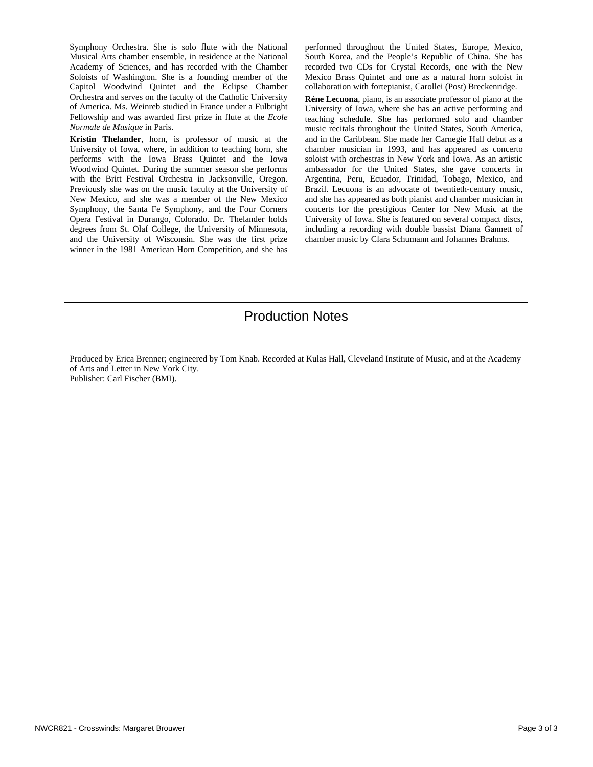Symphony Orchestra. She is solo flute with the National Musical Arts chamber ensemble, in residence at the National Academy of Sciences, and has recorded with the Chamber Soloists of Washington. She is a founding member of the Capitol Woodwind Quintet and the Eclipse Chamber Orchestra and serves on the faculty of the Catholic University of America. Ms. Weinreb studied in France under a Fulbright Fellowship and was awarded first prize in flute at the *Ecole Normale de Musique* in Paris.

**Kristin Thelander**, horn, is professor of music at the University of Iowa, where, in addition to teaching horn, she performs with the Iowa Brass Quintet and the Iowa Woodwind Quintet. During the summer season she performs with the Britt Festival Orchestra in Jacksonville, Oregon. Previously she was on the music faculty at the University of New Mexico, and she was a member of the New Mexico Symphony, the Santa Fe Symphony, and the Four Corners Opera Festival in Durango, Colorado. Dr. Thelander holds degrees from St. Olaf College, the University of Minnesota, and the University of Wisconsin. She was the first prize winner in the 1981 American Horn Competition, and she has performed throughout the United States, Europe, Mexico, South Korea, and the People's Republic of China. She has recorded two CDs for Crystal Records, one with the New Mexico Brass Quintet and one as a natural horn soloist in collaboration with fortepianist, Carollei (Post) Breckenridge.

**Réne Lecuona**, piano, is an associate professor of piano at the University of Iowa, where she has an active performing and teaching schedule. She has performed solo and chamber music recitals throughout the United States, South America, and in the Caribbean. She made her Carnegie Hall debut as a chamber musician in 1993, and has appeared as concerto soloist with orchestras in New York and Iowa. As an artistic ambassador for the United States, she gave concerts in Argentina, Peru, Ecuador, Trinidad, Tobago, Mexico, and Brazil. Lecuona is an advocate of twentieth-century music, and she has appeared as both pianist and chamber musician in concerts for the prestigious Center for New Music at the University of Iowa. She is featured on several compact discs, including a recording with double bassist Diana Gannett of chamber music by Clara Schumann and Johannes Brahms.

## Production Notes

Produced by Erica Brenner; engineered by Tom Knab. Recorded at Kulas Hall, Cleveland Institute of Music, and at the Academy of Arts and Letter in New York City.
Publisher: Carl Fischer (BMI).